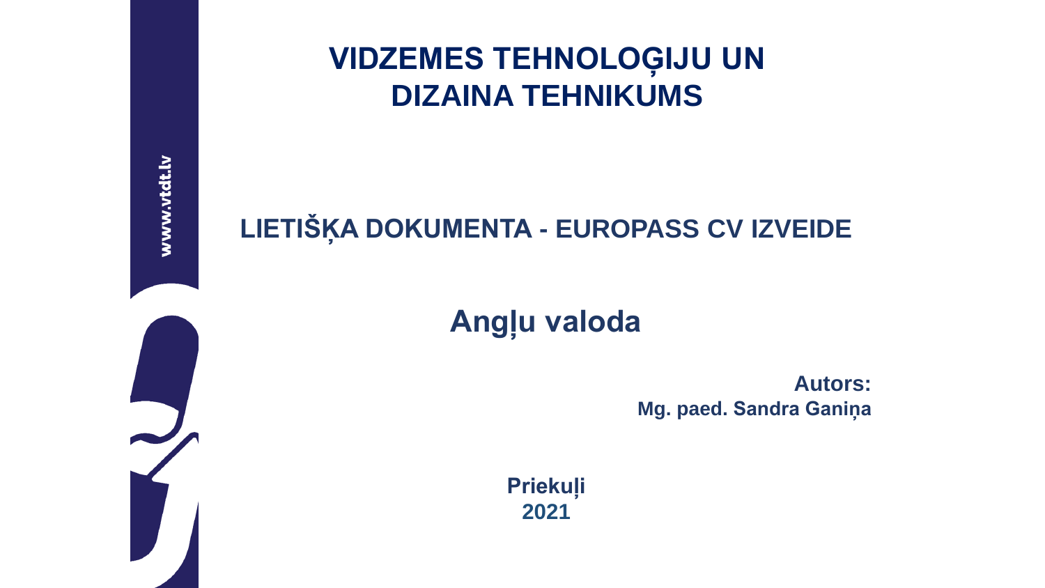# VIDZEMES TEHNOLOĢIJU UN DIZAINA TEHNIKUMS

www.vtdt.lv

## LIETIŠĶA DOKUMENTA - EUROPASS CV IZVEIDE

## Angļu valoda

**Autors:**
**Mg. paed. Sandra Ganiņa**

**Priekuļi**
**2021**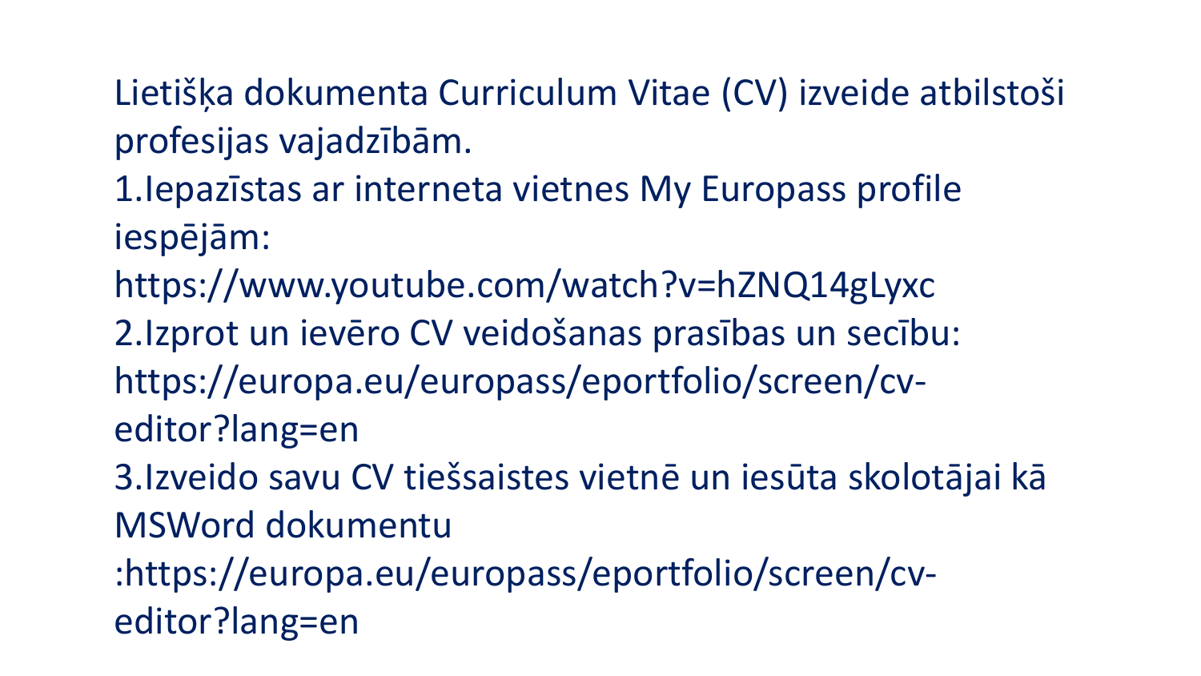Lietišķa dokumenta Curriculum Vitae (CV) izveide atbilstoši profesijas vajadzībām.

1. Iepazīstas ar interneta vietnes My Europass profile iespējām: https://www.youtube.com/watch?v=hZNQ14gLyxc
2. Izprot un ievēro CV veidošanas prasības un secību: https://europa.eu/europass/eportfolio/screen/cv-editor?lang=en
3. Izveido savu CV tiešsaistes vietnē un iesūta skolotājai kā MSWord dokumentu :https://europa.eu/europass/eportfolio/screen/cv-editor?lang=en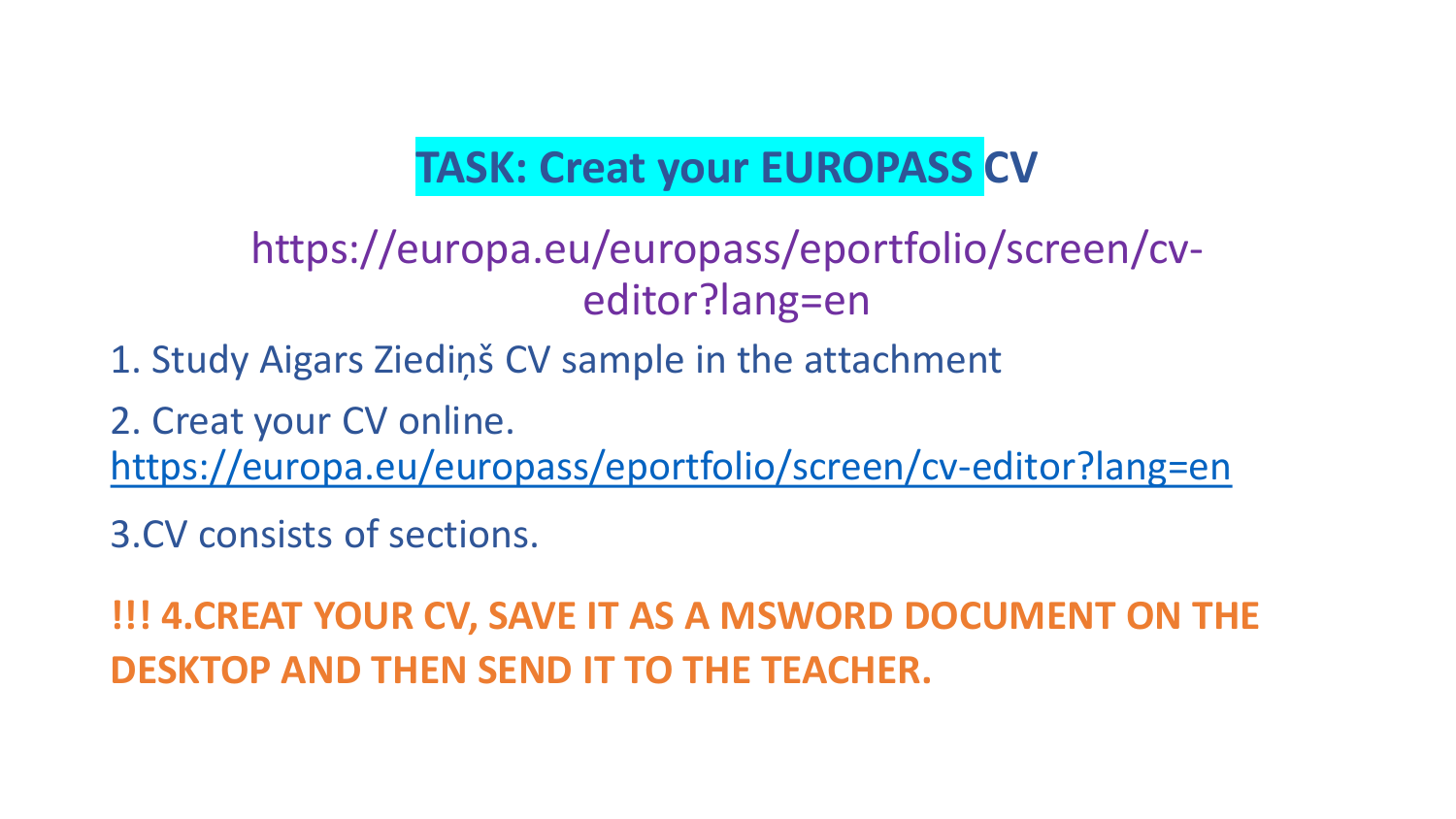# TASK: Creat your EUROPASS CV

https://europa.eu/europass/eportfolio/screen/cv-editor?lang=en

1. Study Aigars Ziediņš CV sample in the attachment
2. Creat your CV online. [https://europa.eu/europass/eportfolio/screen/cv-editor?lang=en](https://europa.eu/europass/eportfolio/screen/cv-editor?lang=en)

3.CV consists of sections.

**!!! 4.CREAT YOUR CV, SAVE IT AS A MSWORD DOCUMENT ON THE DESKTOP AND THEN SEND IT TO THE TEACHER.**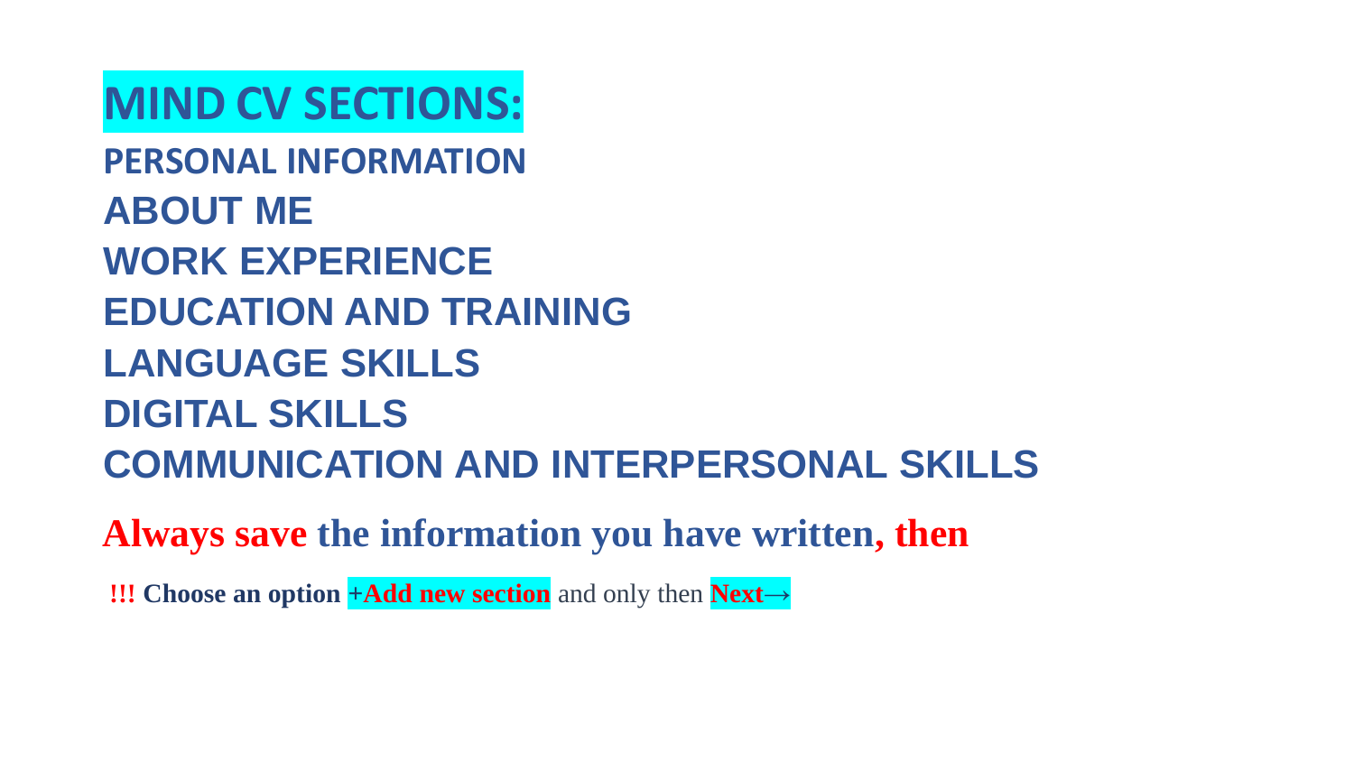# MIND CV SECTIONS:

**PERSONAL INFORMATION**

**ABOUT ME**

**WORK EXPERIENCE**

**EDUCATION AND TRAINING**

**LANGUAGE SKILLS**

**DIGITAL SKILLS**

**COMMUNICATION AND INTERPERSONAL SKILLS**

**Always save the information you have written, then**

**!!! Choose an option** **+Add new section** and only then **Next→**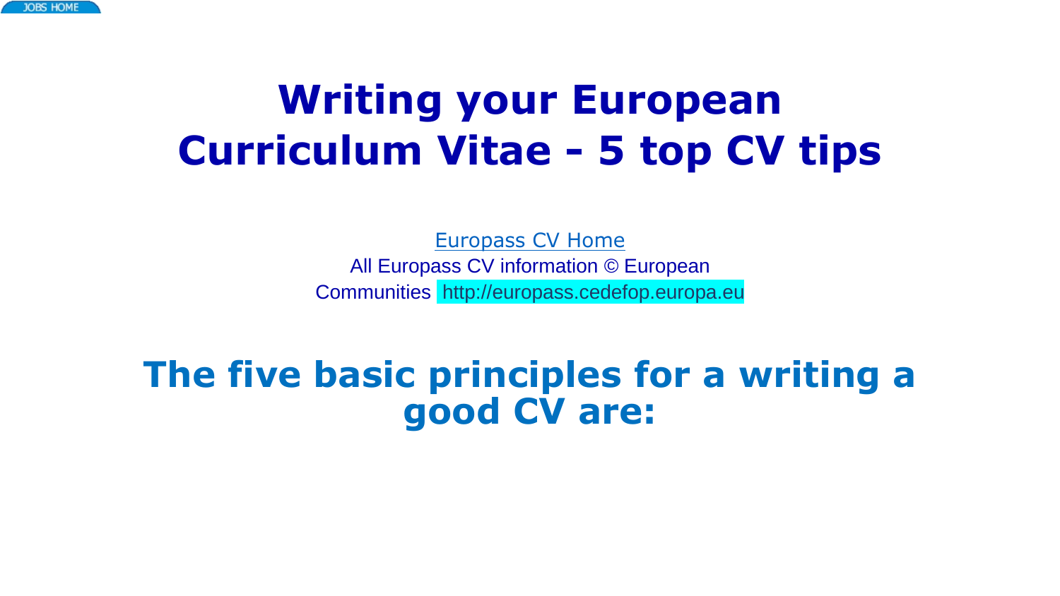JOBS HOME

# Writing your European Curriculum Vitae - 5 top CV tips

Europass CV Home

All Europass CV information © European Communities http://europass.cedefop.europa.eu

## The five basic principles for a writing a good CV are: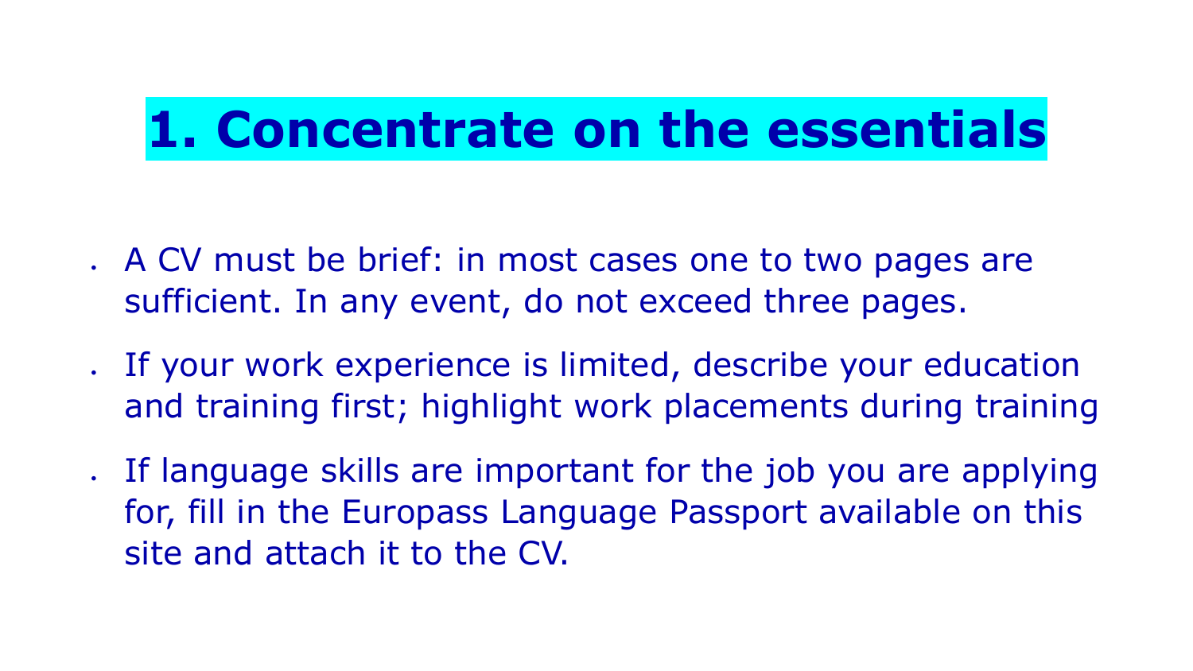# 1. Concentrate on the essentials

- A CV must be brief: in most cases one to two pages are sufficient. In any event, do not exceed three pages.
- If your work experience is limited, describe your education and training first; highlight work placements during training
- If language skills are important for the job you are applying for, fill in the Europass Language Passport available on this site and attach it to the CV.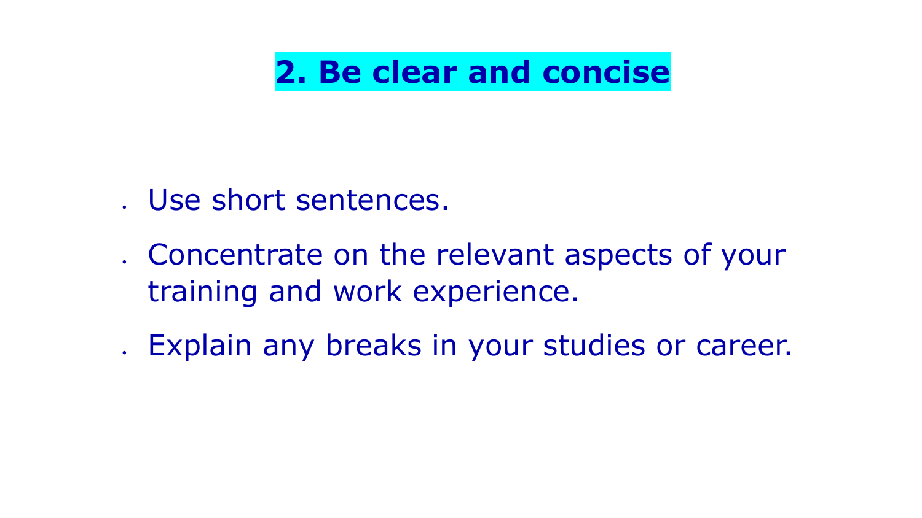# 2. Be clear and concise

- Use short sentences.
- Concentrate on the relevant aspects of your training and work experience.
- Explain any breaks in your studies or career.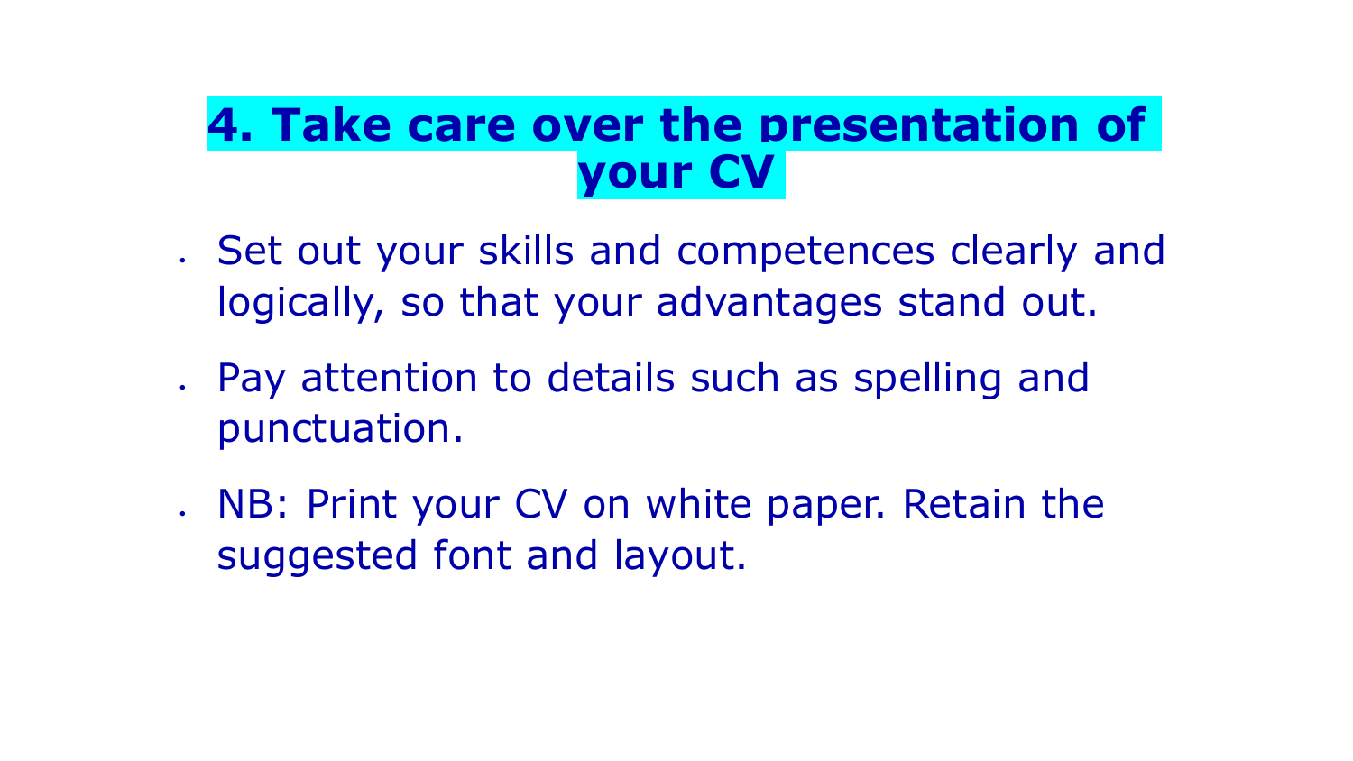## 4. Take care over the presentation of your CV

- Set out your skills and competences clearly and logically, so that your advantages stand out.
- Pay attention to details such as spelling and punctuation.
- NB: Print your CV on white paper. Retain the suggested font and layout.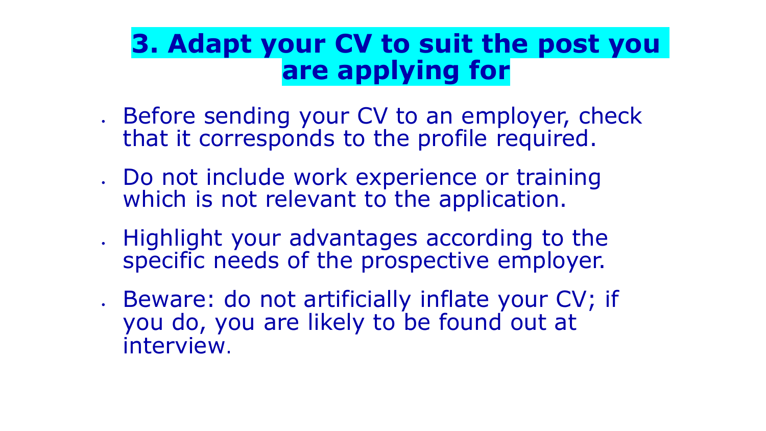# 3. Adapt your CV to suit the post you are applying for

- Before sending your CV to an employer, check that it corresponds to the profile required.
- Do not include work experience or training which is not relevant to the application.
- Highlight your advantages according to the specific needs of the prospective employer.
- Beware: do not artificially inflate your CV; if you do, you are likely to be found out at interview.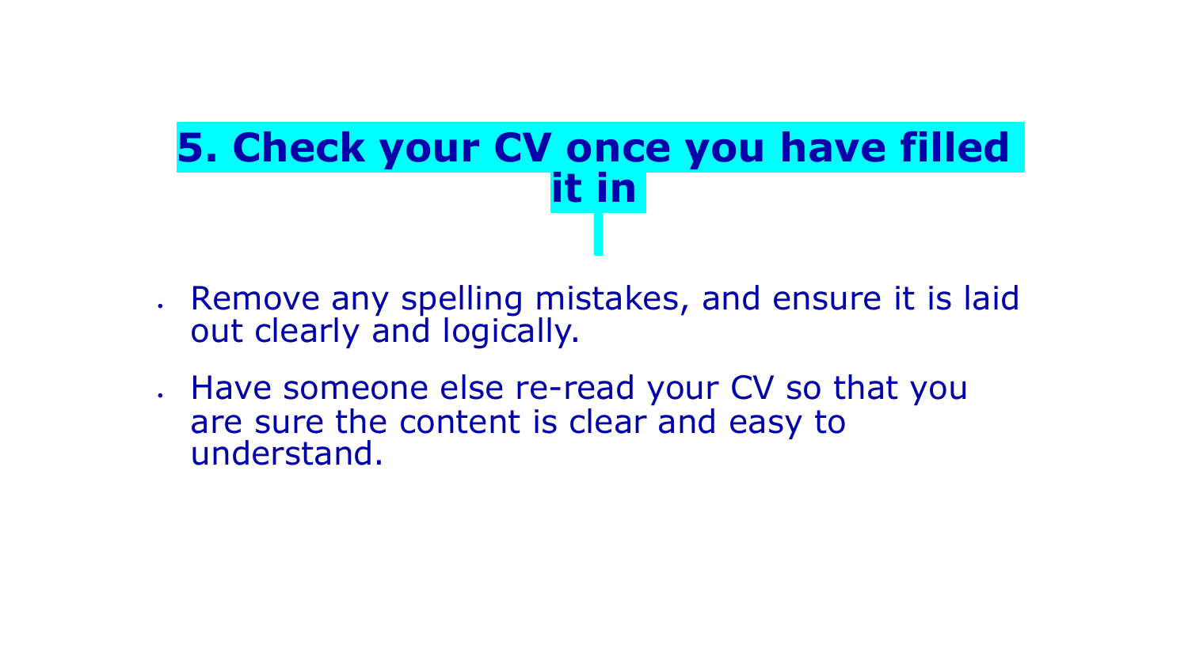# 5. Check your CV once you have filled it in

- Remove any spelling mistakes, and ensure it is laid out clearly and logically.
- Have someone else re-read your CV so that you are sure the content is clear and easy to understand.